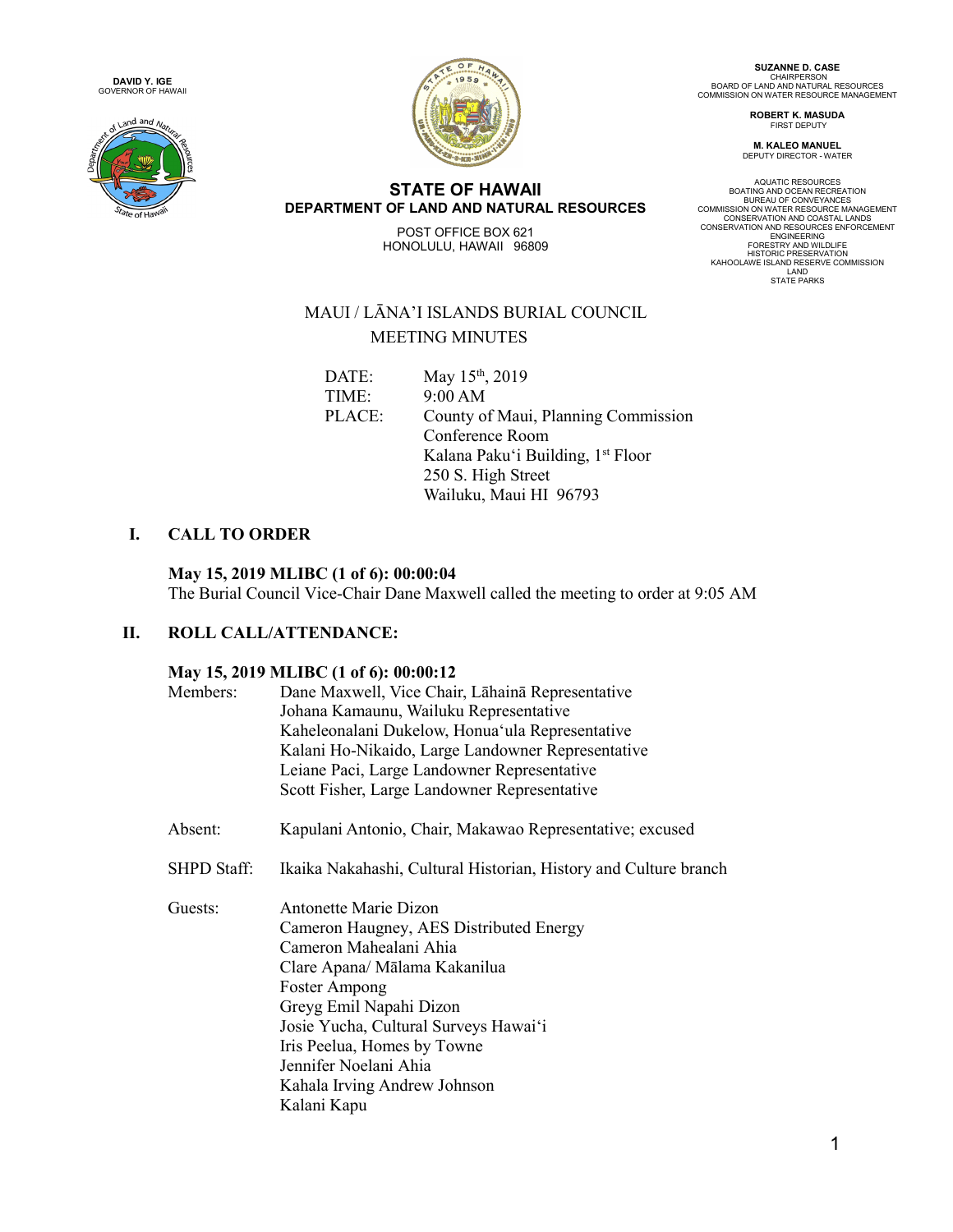**DAVID Y. IGE**
GOVERNOR OF HAWAII

**STATE OF HAWAII**
**DEPARTMENT OF LAND AND NATURAL RESOURCES**

POST OFFICE BOX 621
HONOLULU, HAWAII 96809

**SUZANNE D. CASE**
CHAIRPERSON
BOARD OF LAND AND NATURAL RESOURCES
COMMISSION ON WATER RESOURCE MANAGEMENT

**ROBERT K. MASUDA**
FIRST DEPUTY

**M. KALEO MANUEL**
DEPUTY DIRECTOR - WATER

AQUATIC RESOURCES
BOATING AND OCEAN RECREATION
BUREAU OF CONVEYANCES
COMMISSION ON WATER RESOURCE MANAGEMENT
CONSERVATION AND COASTAL LANDS
CONSERVATION AND RESOURCES ENFORCEMENT
ENGINEERING
FORESTRY AND WILDLIFE
HISTORIC PRESERVATION
KAHOOLAWE ISLAND RESERVE COMMISSION
LAND
STATE PARKS

# MAUI / LĀNA'I ISLANDS BURIAL COUNCIL
## MEETING MINUTES

DATE: May 15th, 2019
TIME: 9:00 AM
PLACE: County of Maui, Planning Commission Conference Room
Kalana Paku'i Building, 1st Floor
250 S. High Street
Wailuku, Maui HI 96793

## I. CALL TO ORDER

**May 15, 2019 MLIBC (1 of 6): 00:00:04**
The Burial Council Vice-Chair Dane Maxwell called the meeting to order at 9:05 AM

## II. ROLL CALL/ATTENDANCE:

**May 15, 2019 MLIBC (1 of 6): 00:00:12**

Members:
- Dane Maxwell, Vice Chair, Lāhainā Representative
- Johana Kamaunu, Wailuku Representative
- Kaheleonalani Dukelow, Honua'ula Representative
- Kalani Ho-Nikaido, Large Landowner Representative
- Leiane Paci, Large Landowner Representative
- Scott Fisher, Large Landowner Representative

Absent:
- Kapulani Antonio, Chair, Makawao Representative; excused

SHPD Staff:
- Ikaika Nakahashi, Cultural Historian, History and Culture branch

Guests:
- Antonette Marie Dizon
- Cameron Haugney, AES Distributed Energy
- Cameron Mahealani Ahia
- Clare Apana/ Mālama Kakanilua
- Foster Ampong
- Greyg Emil Napahi Dizon
- Josie Yucha, Cultural Surveys Hawai'i
- Iris Peelua, Homes by Towne
- Jennifer Noelani Ahia
- Kahala Irving Andrew Johnson
- Kalani Kapu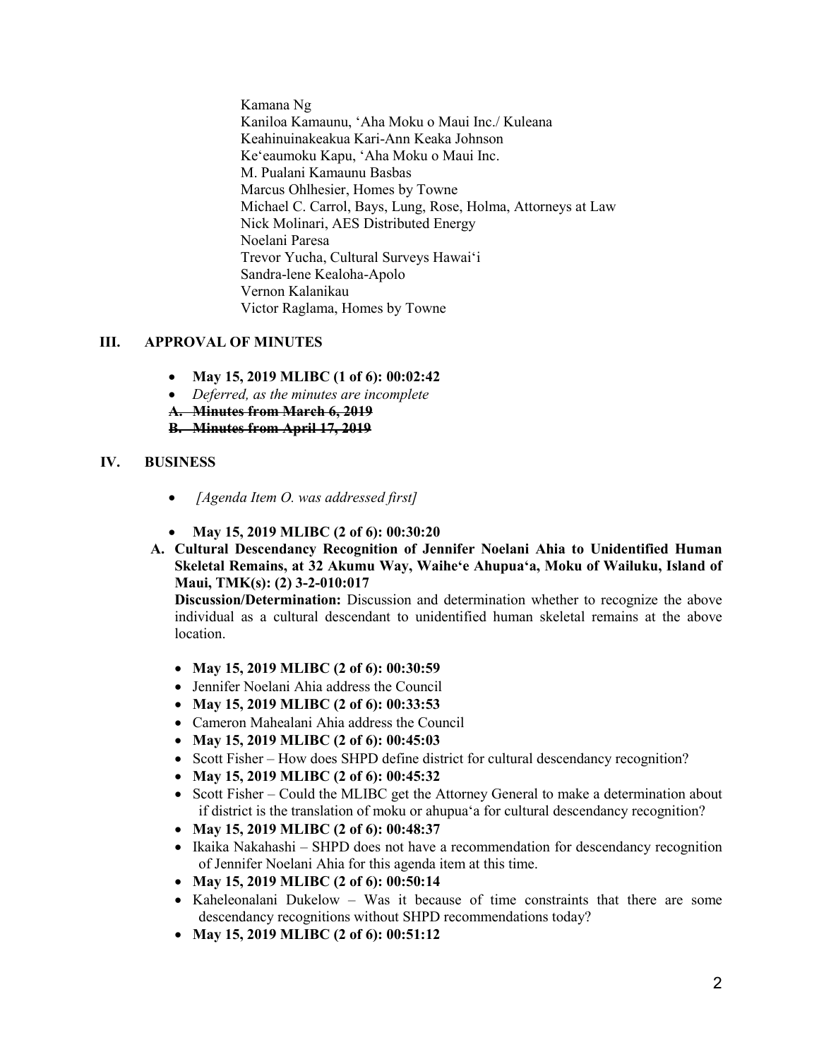Kamana Ng
Kaniloa Kamaunu, ʻAha Moku o Maui Inc./ Kuleana
Keahinuinakeakua Kari-Ann Keaka Johnson
Keʻeaumoku Kapu, ʻAha Moku o Maui Inc.
M. Pualani Kamaunu Basbas
Marcus Ohlhesier, Homes by Towne
Michael C. Carrol, Bays, Lung, Rose, Holma, Attorneys at Law
Nick Molinari, AES Distributed Energy
Noelani Paresa
Trevor Yucha, Cultural Surveys Hawaiʻi
Sandra-lene Kealoha-Apolo
Vernon Kalanikau
Victor Raglama, Homes by Towne

## III. APPROVAL OF MINUTES

- **May 15, 2019 MLIBC (1 of 6): 00:02:42**
- *Deferred, as the minutes are incomplete*

~~**A. Minutes from March 6, 2019**~~
~~**B. Minutes from April 17, 2019**~~

## IV. BUSINESS

- *[Agenda Item O. was addressed first]*

- **May 15, 2019 MLIBC (2 of 6): 00:30:20**

**A. Cultural Descendancy Recognition of Jennifer Noelani Ahia to Unidentified Human Skeletal Remains, at 32 Akumu Way, Waiheʻe Ahupuaʻa, Moku of Wailuku, Island of Maui, TMK(s): (2) 3-2-010:017**

**Discussion/Determination:** Discussion and determination whether to recognize the above individual as a cultural descendant to unidentified human skeletal remains at the above location.

- **May 15, 2019 MLIBC (2 of 6): 00:30:59**
- Jennifer Noelani Ahia address the Council
- **May 15, 2019 MLIBC (2 of 6): 00:33:53**
- Cameron Mahealani Ahia address the Council
- **May 15, 2019 MLIBC (2 of 6): 00:45:03**
- Scott Fisher – How does SHPD define district for cultural descendancy recognition?
- **May 15, 2019 MLIBC (2 of 6): 00:45:32**
- Scott Fisher – Could the MLIBC get the Attorney General to make a determination about if district is the translation of moku or ahupuaʻa for cultural descendancy recognition?
- **May 15, 2019 MLIBC (2 of 6): 00:48:37**
- Ikaika Nakahashi – SHPD does not have a recommendation for descendancy recognition of Jennifer Noelani Ahia for this agenda item at this time.
- **May 15, 2019 MLIBC (2 of 6): 00:50:14**
- Kaheleonalani Dukelow – Was it because of time constraints that there are some descendancy recognitions without SHPD recommendations today?
- **May 15, 2019 MLIBC (2 of 6): 00:51:12**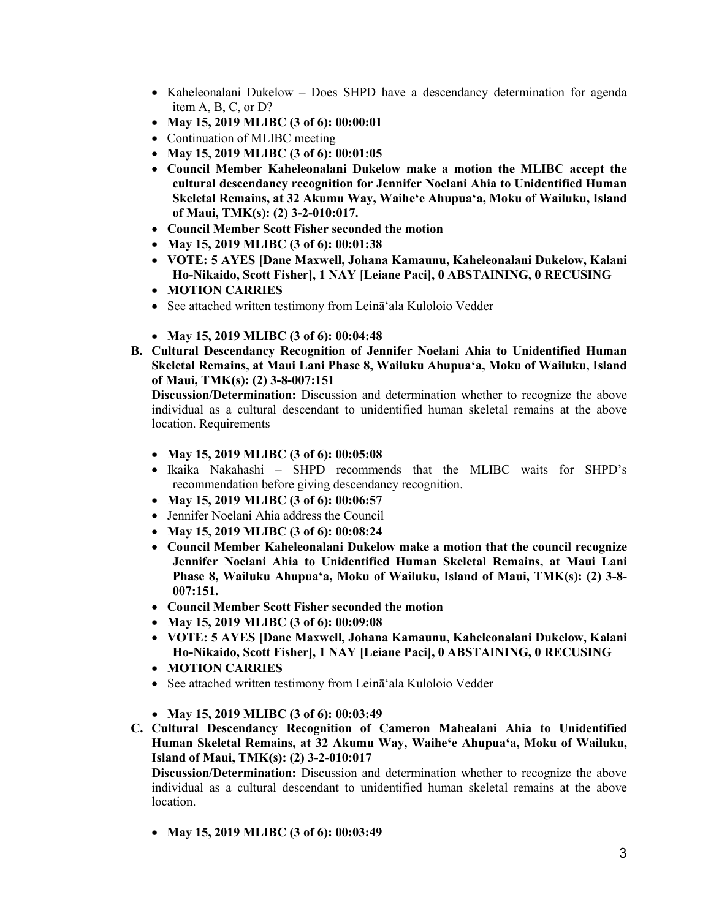- Kaheleonalani Dukelow – Does SHPD have a descendancy determination for agenda item A, B, C, or D?
- **May 15, 2019 MLIBC (3 of 6): 00:00:01**
- Continuation of MLIBC meeting
- **May 15, 2019 MLIBC (3 of 6): 00:01:05**
- **Council Member Kaheleonalani Dukelow make a motion the MLIBC accept the cultural descendancy recognition for Jennifer Noelani Ahia to Unidentified Human Skeletal Remains, at 32 Akumu Way, Waiheʻe Ahupuaʻa, Moku of Wailuku, Island of Maui, TMK(s): (2) 3-2-010:017.**
- **Council Member Scott Fisher seconded the motion**
- **May 15, 2019 MLIBC (3 of 6): 00:01:38**
- **VOTE: 5 AYES [Dane Maxwell, Johana Kamaunu, Kaheleonalani Dukelow, Kalani Ho-Nikaido, Scott Fisher], 1 NAY [Leiane Paci], 0 ABSTAINING, 0 RECUSING**
- **MOTION CARRIES**
- See attached written testimony from Leināʻala Kuloloio Vedder

- **May 15, 2019 MLIBC (3 of 6): 00:04:48**

**B. Cultural Descendancy Recognition of Jennifer Noelani Ahia to Unidentified Human Skeletal Remains, at Maui Lani Phase 8, Wailuku Ahupuaʻa, Moku of Wailuku, Island of Maui, TMK(s): (2) 3-8-007:151**

**Discussion/Determination:** Discussion and determination whether to recognize the above individual as a cultural descendant to unidentified human skeletal remains at the above location. Requirements

- **May 15, 2019 MLIBC (3 of 6): 00:05:08**
- Ikaika Nakahashi – SHPD recommends that the MLIBC waits for SHPD's recommendation before giving descendancy recognition.
- **May 15, 2019 MLIBC (3 of 6): 00:06:57**
- Jennifer Noelani Ahia address the Council
- **May 15, 2019 MLIBC (3 of 6): 00:08:24**
- **Council Member Kaheleonalani Dukelow make a motion that the council recognize Jennifer Noelani Ahia to Unidentified Human Skeletal Remains, at Maui Lani Phase 8, Wailuku Ahupuaʻa, Moku of Wailuku, Island of Maui, TMK(s): (2) 3-8-007:151.**
- **Council Member Scott Fisher seconded the motion**
- **May 15, 2019 MLIBC (3 of 6): 00:09:08**
- **VOTE: 5 AYES [Dane Maxwell, Johana Kamaunu, Kaheleonalani Dukelow, Kalani Ho-Nikaido, Scott Fisher], 1 NAY [Leiane Paci], 0 ABSTAINING, 0 RECUSING**
- **MOTION CARRIES**
- See attached written testimony from Leināʻala Kuloloio Vedder

- **May 15, 2019 MLIBC (3 of 6): 00:03:49**

**C. Cultural Descendancy Recognition of Cameron Mahealani Ahia to Unidentified Human Skeletal Remains, at 32 Akumu Way, Waiheʻe Ahupuaʻa, Moku of Wailuku, Island of Maui, TMK(s): (2) 3-2-010:017**

**Discussion/Determination:** Discussion and determination whether to recognize the above individual as a cultural descendant to unidentified human skeletal remains at the above location.

- **May 15, 2019 MLIBC (3 of 6): 00:03:49**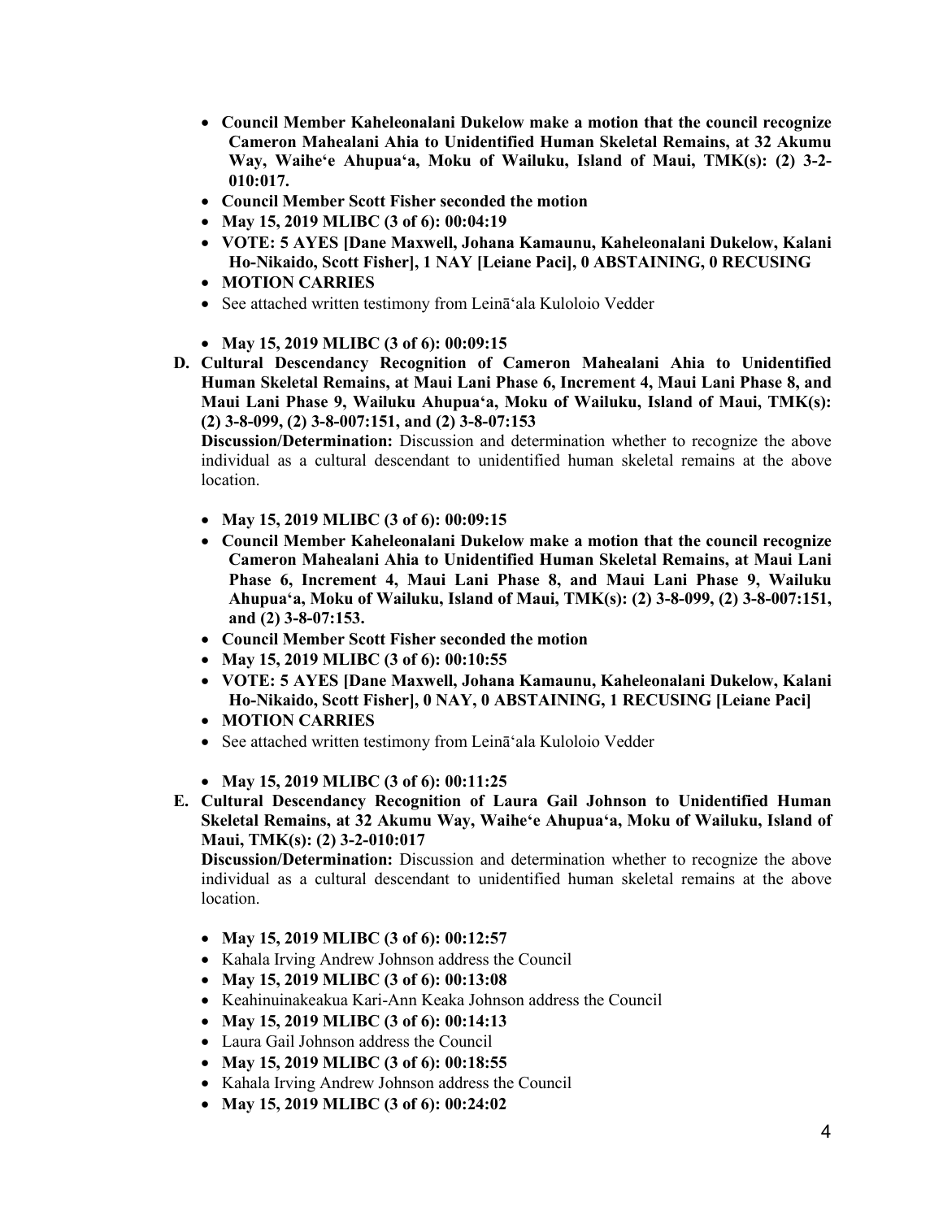- **Council Member Kaheleonalani Dukelow make a motion that the council recognize Cameron Mahealani Ahia to Unidentified Human Skeletal Remains, at 32 Akumu Way, Waiheʻe Ahupuaʻa, Moku of Wailuku, Island of Maui, TMK(s): (2) 3-2-010:017.**
- **Council Member Scott Fisher seconded the motion**
- **May 15, 2019 MLIBC (3 of 6): 00:04:19**
- **VOTE: 5 AYES [Dane Maxwell, Johana Kamaunu, Kaheleonalani Dukelow, Kalani Ho-Nikaido, Scott Fisher], 1 NAY [Leiane Paci], 0 ABSTAINING, 0 RECUSING**
- **MOTION CARRIES**
- See attached written testimony from Leināʻala Kuloloio Vedder

- **May 15, 2019 MLIBC (3 of 6): 00:09:15**

**D. Cultural Descendancy Recognition of Cameron Mahealani Ahia to Unidentified Human Skeletal Remains, at Maui Lani Phase 6, Increment 4, Maui Lani Phase 8, and Maui Lani Phase 9, Wailuku Ahupuaʻa, Moku of Wailuku, Island of Maui, TMK(s): (2) 3-8-099, (2) 3-8-007:151, and (2) 3-8-07:153**

**Discussion/Determination:** Discussion and determination whether to recognize the above individual as a cultural descendant to unidentified human skeletal remains at the above location.

- **May 15, 2019 MLIBC (3 of 6): 00:09:15**
- **Council Member Kaheleonalani Dukelow make a motion that the council recognize Cameron Mahealani Ahia to Unidentified Human Skeletal Remains, at Maui Lani Phase 6, Increment 4, Maui Lani Phase 8, and Maui Lani Phase 9, Wailuku Ahupuaʻa, Moku of Wailuku, Island of Maui, TMK(s): (2) 3-8-099, (2) 3-8-007:151, and (2) 3-8-07:153.**
- **Council Member Scott Fisher seconded the motion**
- **May 15, 2019 MLIBC (3 of 6): 00:10:55**
- **VOTE: 5 AYES [Dane Maxwell, Johana Kamaunu, Kaheleonalani Dukelow, Kalani Ho-Nikaido, Scott Fisher], 0 NAY, 0 ABSTAINING, 1 RECUSING [Leiane Paci]**
- **MOTION CARRIES**
- See attached written testimony from Leināʻala Kuloloio Vedder

- **May 15, 2019 MLIBC (3 of 6): 00:11:25**

**E. Cultural Descendancy Recognition of Laura Gail Johnson to Unidentified Human Skeletal Remains, at 32 Akumu Way, Waiheʻe Ahupuaʻa, Moku of Wailuku, Island of Maui, TMK(s): (2) 3-2-010:017**

**Discussion/Determination:** Discussion and determination whether to recognize the above individual as a cultural descendant to unidentified human skeletal remains at the above location.

- **May 15, 2019 MLIBC (3 of 6): 00:12:57**
- Kahala Irving Andrew Johnson address the Council
- **May 15, 2019 MLIBC (3 of 6): 00:13:08**
- Keahinuinakeakua Kari-Ann Keaka Johnson address the Council
- **May 15, 2019 MLIBC (3 of 6): 00:14:13**
- Laura Gail Johnson address the Council
- **May 15, 2019 MLIBC (3 of 6): 00:18:55**
- Kahala Irving Andrew Johnson address the Council
- **May 15, 2019 MLIBC (3 of 6): 00:24:02**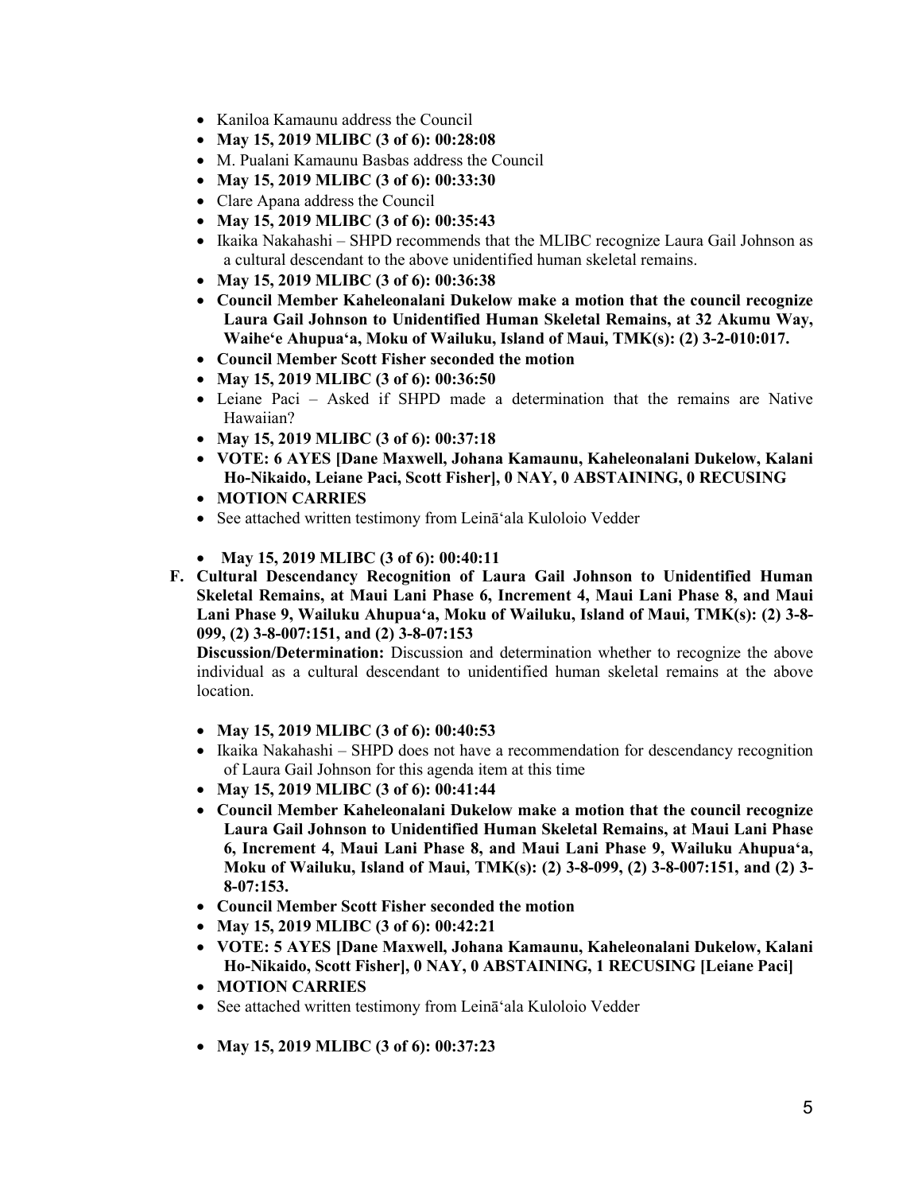- Kaniloa Kamaunu address the Council
- **May 15, 2019 MLIBC (3 of 6): 00:28:08**
- M. Pualani Kamaunu Basbas address the Council
- **May 15, 2019 MLIBC (3 of 6): 00:33:30**
- Clare Apana address the Council
- **May 15, 2019 MLIBC (3 of 6): 00:35:43**
- Ikaika Nakahashi – SHPD recommends that the MLIBC recognize Laura Gail Johnson as a cultural descendant to the above unidentified human skeletal remains.
- **May 15, 2019 MLIBC (3 of 6): 00:36:38**
- **Council Member Kaheleonalani Dukelow make a motion that the council recognize Laura Gail Johnson to Unidentified Human Skeletal Remains, at 32 Akumu Way, Waiheʻe Ahupuaʻa, Moku of Wailuku, Island of Maui, TMK(s): (2) 3-2-010:017.**
- **Council Member Scott Fisher seconded the motion**
- **May 15, 2019 MLIBC (3 of 6): 00:36:50**
- Leiane Paci – Asked if SHPD made a determination that the remains are Native Hawaiian?
- **May 15, 2019 MLIBC (3 of 6): 00:37:18**
- **VOTE: 6 AYES [Dane Maxwell, Johana Kamaunu, Kaheleonalani Dukelow, Kalani Ho-Nikaido, Leiane Paci, Scott Fisher], 0 NAY, 0 ABSTAINING, 0 RECUSING**
- **MOTION CARRIES**
- See attached written testimony from Leināʻala Kuloloio Vedder

- **May 15, 2019 MLIBC (3 of 6): 00:40:11**

**F. Cultural Descendancy Recognition of Laura Gail Johnson to Unidentified Human Skeletal Remains, at Maui Lani Phase 6, Increment 4, Maui Lani Phase 8, and Maui Lani Phase 9, Wailuku Ahupuaʻa, Moku of Wailuku, Island of Maui, TMK(s): (2) 3-8-099, (2) 3-8-007:151, and (2) 3-8-07:153**

**Discussion/Determination:** Discussion and determination whether to recognize the above individual as a cultural descendant to unidentified human skeletal remains at the above location.

- **May 15, 2019 MLIBC (3 of 6): 00:40:53**
- Ikaika Nakahashi – SHPD does not have a recommendation for descendancy recognition of Laura Gail Johnson for this agenda item at this time
- **May 15, 2019 MLIBC (3 of 6): 00:41:44**
- **Council Member Kaheleonalani Dukelow make a motion that the council recognize Laura Gail Johnson to Unidentified Human Skeletal Remains, at Maui Lani Phase 6, Increment 4, Maui Lani Phase 8, and Maui Lani Phase 9, Wailuku Ahupuaʻa, Moku of Wailuku, Island of Maui, TMK(s): (2) 3-8-099, (2) 3-8-007:151, and (2) 3-8-07:153.**
- **Council Member Scott Fisher seconded the motion**
- **May 15, 2019 MLIBC (3 of 6): 00:42:21**
- **VOTE: 5 AYES [Dane Maxwell, Johana Kamaunu, Kaheleonalani Dukelow, Kalani Ho-Nikaido, Scott Fisher], 0 NAY, 0 ABSTAINING, 1 RECUSING [Leiane Paci]**
- **MOTION CARRIES**
- See attached written testimony from Leināʻala Kuloloio Vedder

- **May 15, 2019 MLIBC (3 of 6): 00:37:23**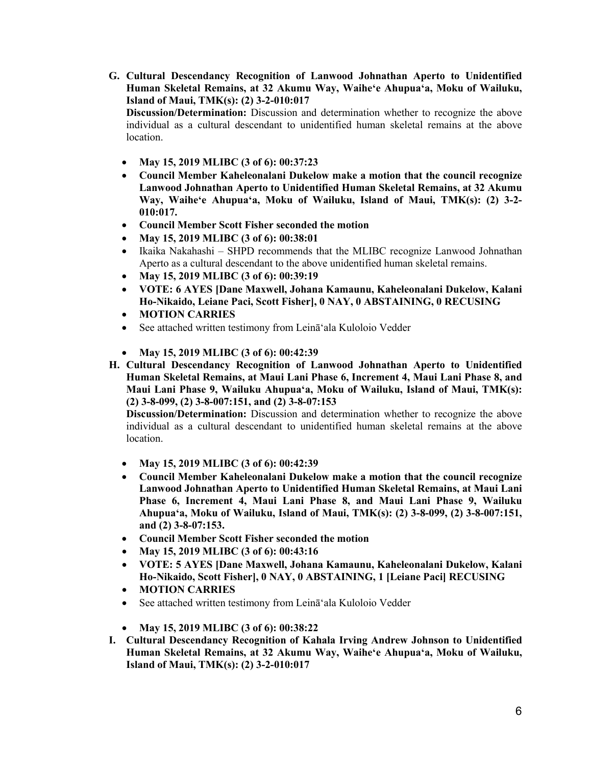**G. Cultural Descendancy Recognition of Lanwood Johnathan Aperto to Unidentified Human Skeletal Remains, at 32 Akumu Way, Waiheʻe Ahupuaʻa, Moku of Wailuku, Island of Maui, TMK(s): (2) 3-2-010:017**

**Discussion/Determination:** Discussion and determination whether to recognize the above individual as a cultural descendant to unidentified human skeletal remains at the above location.

- **May 15, 2019 MLIBC (3 of 6): 00:37:23**
- **Council Member Kaheleonalani Dukelow make a motion that the council recognize Lanwood Johnathan Aperto to Unidentified Human Skeletal Remains, at 32 Akumu Way, Waiheʻe Ahupuaʻa, Moku of Wailuku, Island of Maui, TMK(s): (2) 3-2-010:017.**
- **Council Member Scott Fisher seconded the motion**
- **May 15, 2019 MLIBC (3 of 6): 00:38:01**
- Ikaika Nakahashi – SHPD recommends that the MLIBC recognize Lanwood Johnathan Aperto as a cultural descendant to the above unidentified human skeletal remains.
- **May 15, 2019 MLIBC (3 of 6): 00:39:19**
- **VOTE: 6 AYES [Dane Maxwell, Johana Kamaunu, Kaheleonalani Dukelow, Kalani Ho-Nikaido, Leiane Paci, Scott Fisher], 0 NAY, 0 ABSTAINING, 0 RECUSING**
- **MOTION CARRIES**
- See attached written testimony from Leināʻala Kuloloio Vedder

- **May 15, 2019 MLIBC (3 of 6): 00:42:39**

**H. Cultural Descendancy Recognition of Lanwood Johnathan Aperto to Unidentified Human Skeletal Remains, at Maui Lani Phase 6, Increment 4, Maui Lani Phase 8, and Maui Lani Phase 9, Wailuku Ahupuaʻa, Moku of Wailuku, Island of Maui, TMK(s): (2) 3-8-099, (2) 3-8-007:151, and (2) 3-8-07:153**

**Discussion/Determination:** Discussion and determination whether to recognize the above individual as a cultural descendant to unidentified human skeletal remains at the above location.

- **May 15, 2019 MLIBC (3 of 6): 00:42:39**
- **Council Member Kaheleonalani Dukelow make a motion that the council recognize Lanwood Johnathan Aperto to Unidentified Human Skeletal Remains, at Maui Lani Phase 6, Increment 4, Maui Lani Phase 8, and Maui Lani Phase 9, Wailuku Ahupuaʻa, Moku of Wailuku, Island of Maui, TMK(s): (2) 3-8-099, (2) 3-8-007:151, and (2) 3-8-07:153.**
- **Council Member Scott Fisher seconded the motion**
- **May 15, 2019 MLIBC (3 of 6): 00:43:16**
- **VOTE: 5 AYES [Dane Maxwell, Johana Kamaunu, Kaheleonalani Dukelow, Kalani Ho-Nikaido, Scott Fisher], 0 NAY, 0 ABSTAINING, 1 [Leiane Paci] RECUSING**
- **MOTION CARRIES**
- See attached written testimony from Leināʻala Kuloloio Vedder

- **May 15, 2019 MLIBC (3 of 6): 00:38:22**

**I. Cultural Descendancy Recognition of Kahala Irving Andrew Johnson to Unidentified Human Skeletal Remains, at 32 Akumu Way, Waiheʻe Ahupuaʻa, Moku of Wailuku, Island of Maui, TMK(s): (2) 3-2-010:017**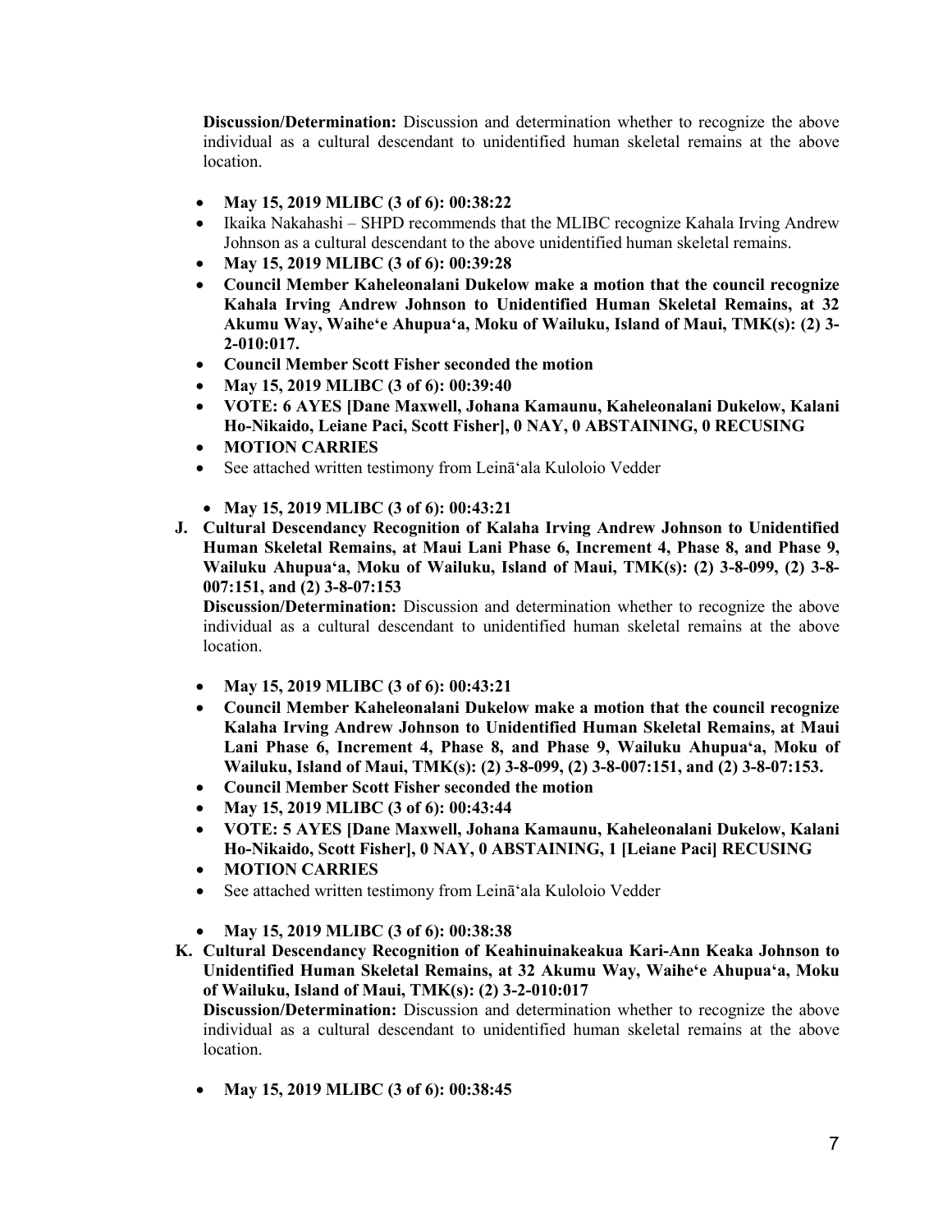**Discussion/Determination:** Discussion and determination whether to recognize the above individual as a cultural descendant to unidentified human skeletal remains at the above location.

- **May 15, 2019 MLIBC (3 of 6): 00:38:22**
- Ikaika Nakahashi – SHPD recommends that the MLIBC recognize Kahala Irving Andrew Johnson as a cultural descendant to the above unidentified human skeletal remains.
- **May 15, 2019 MLIBC (3 of 6): 00:39:28**
- **Council Member Kaheleonalani Dukelow make a motion that the council recognize Kahala Irving Andrew Johnson to Unidentified Human Skeletal Remains, at 32 Akumu Way, Waiheʻe Ahupuaʻa, Moku of Wailuku, Island of Maui, TMK(s): (2) 3-2-010:017.**
- **Council Member Scott Fisher seconded the motion**
- **May 15, 2019 MLIBC (3 of 6): 00:39:40**
- **VOTE: 6 AYES [Dane Maxwell, Johana Kamaunu, Kaheleonalani Dukelow, Kalani Ho-Nikaido, Leiane Paci, Scott Fisher], 0 NAY, 0 ABSTAINING, 0 RECUSING**
- **MOTION CARRIES**
- See attached written testimony from Leināʻala Kuloloio Vedder

- **May 15, 2019 MLIBC (3 of 6): 00:43:21**

**J. Cultural Descendancy Recognition of Kalaha Irving Andrew Johnson to Unidentified Human Skeletal Remains, at Maui Lani Phase 6, Increment 4, Phase 8, and Phase 9, Wailuku Ahupuaʻa, Moku of Wailuku, Island of Maui, TMK(s): (2) 3-8-099, (2) 3-8-007:151, and (2) 3-8-07:153**

**Discussion/Determination:** Discussion and determination whether to recognize the above individual as a cultural descendant to unidentified human skeletal remains at the above location.

- **May 15, 2019 MLIBC (3 of 6): 00:43:21**
- **Council Member Kaheleonalani Dukelow make a motion that the council recognize Kalaha Irving Andrew Johnson to Unidentified Human Skeletal Remains, at Maui Lani Phase 6, Increment 4, Phase 8, and Phase 9, Wailuku Ahupuaʻa, Moku of Wailuku, Island of Maui, TMK(s): (2) 3-8-099, (2) 3-8-007:151, and (2) 3-8-07:153.**
- **Council Member Scott Fisher seconded the motion**
- **May 15, 2019 MLIBC (3 of 6): 00:43:44**
- **VOTE: 5 AYES [Dane Maxwell, Johana Kamaunu, Kaheleonalani Dukelow, Kalani Ho-Nikaido, Scott Fisher], 0 NAY, 0 ABSTAINING, 1 [Leiane Paci] RECUSING**
- **MOTION CARRIES**
- See attached written testimony from Leināʻala Kuloloio Vedder

- **May 15, 2019 MLIBC (3 of 6): 00:38:38**

**K. Cultural Descendancy Recognition of Keahinuinakeakua Kari-Ann Keaka Johnson to Unidentified Human Skeletal Remains, at 32 Akumu Way, Waiheʻe Ahupuaʻa, Moku of Wailuku, Island of Maui, TMK(s): (2) 3-2-010:017**

**Discussion/Determination:** Discussion and determination whether to recognize the above individual as a cultural descendant to unidentified human skeletal remains at the above location.

- **May 15, 2019 MLIBC (3 of 6): 00:38:45**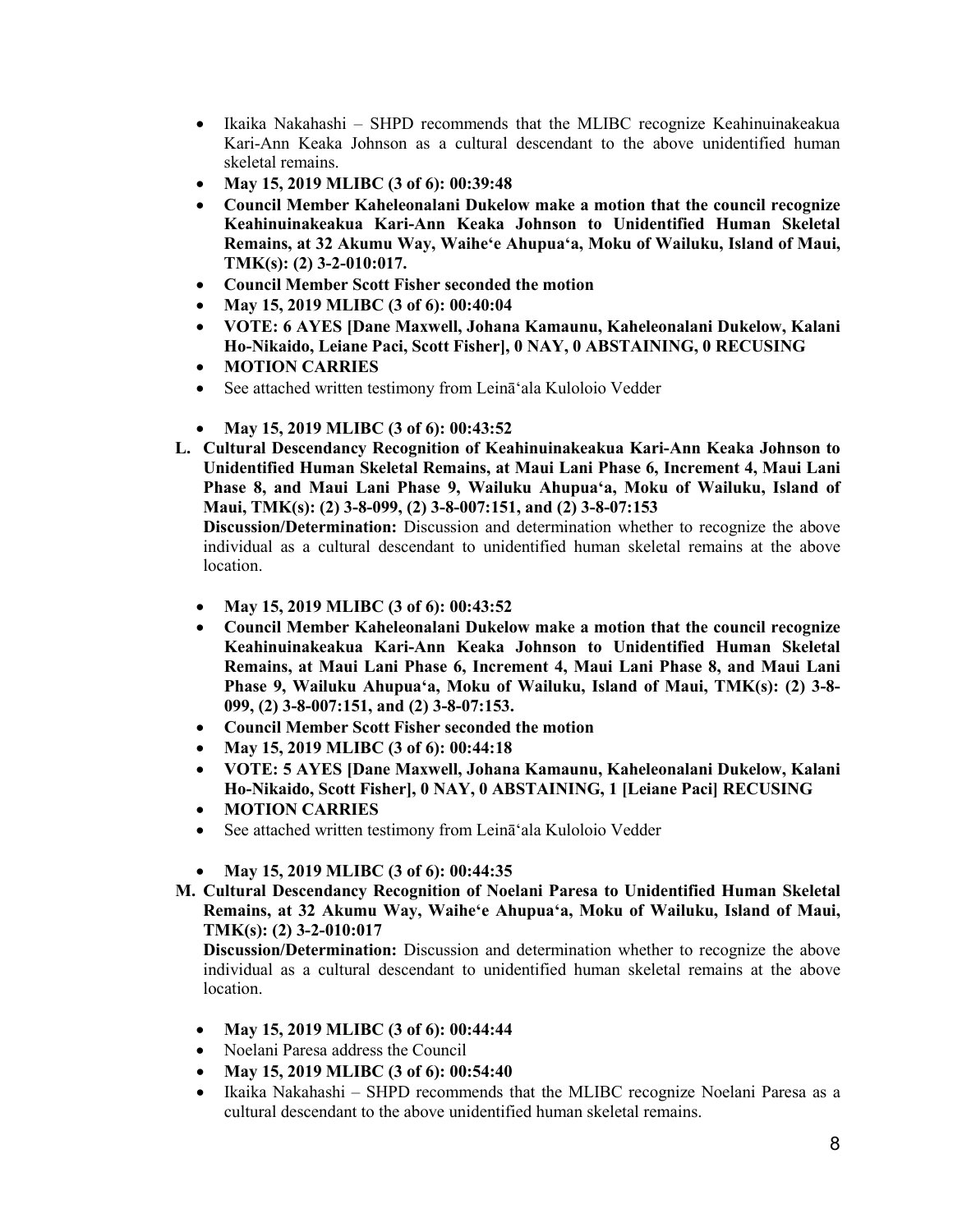- Ikaika Nakahashi – SHPD recommends that the MLIBC recognize Keahinuinakeakua Kari-Ann Keaka Johnson as a cultural descendant to the above unidentified human skeletal remains.
- **May 15, 2019 MLIBC (3 of 6): 00:39:48**
- **Council Member Kaheleonalani Dukelow make a motion that the council recognize Keahinuinakeakua Kari-Ann Keaka Johnson to Unidentified Human Skeletal Remains, at 32 Akumu Way, Waiheʻe Ahupuaʻa, Moku of Wailuku, Island of Maui, TMK(s): (2) 3-2-010:017.**
- **Council Member Scott Fisher seconded the motion**
- **May 15, 2019 MLIBC (3 of 6): 00:40:04**
- **VOTE: 6 AYES [Dane Maxwell, Johana Kamaunu, Kaheleonalani Dukelow, Kalani Ho-Nikaido, Leiane Paci, Scott Fisher], 0 NAY, 0 ABSTAINING, 0 RECUSING**
- **MOTION CARRIES**
- See attached written testimony from Leināʻala Kuloloio Vedder

- **May 15, 2019 MLIBC (3 of 6): 00:43:52**

**L. Cultural Descendancy Recognition of Keahinuinakeakua Kari-Ann Keaka Johnson to Unidentified Human Skeletal Remains, at Maui Lani Phase 6, Increment 4, Maui Lani Phase 8, and Maui Lani Phase 9, Wailuku Ahupuaʻa, Moku of Wailuku, Island of Maui, TMK(s): (2) 3-8-099, (2) 3-8-007:151, and (2) 3-8-07:153**

**Discussion/Determination:** Discussion and determination whether to recognize the above individual as a cultural descendant to unidentified human skeletal remains at the above location.

- **May 15, 2019 MLIBC (3 of 6): 00:43:52**
- **Council Member Kaheleonalani Dukelow make a motion that the council recognize Keahinuinakeakua Kari-Ann Keaka Johnson to Unidentified Human Skeletal Remains, at Maui Lani Phase 6, Increment 4, Maui Lani Phase 8, and Maui Lani Phase 9, Wailuku Ahupuaʻa, Moku of Wailuku, Island of Maui, TMK(s): (2) 3-8-099, (2) 3-8-007:151, and (2) 3-8-07:153.**
- **Council Member Scott Fisher seconded the motion**
- **May 15, 2019 MLIBC (3 of 6): 00:44:18**
- **VOTE: 5 AYES [Dane Maxwell, Johana Kamaunu, Kaheleonalani Dukelow, Kalani Ho-Nikaido, Scott Fisher], 0 NAY, 0 ABSTAINING, 1 [Leiane Paci] RECUSING**
- **MOTION CARRIES**
- See attached written testimony from Leināʻala Kuloloio Vedder

- **May 15, 2019 MLIBC (3 of 6): 00:44:35**

**M. Cultural Descendancy Recognition of Noelani Paresa to Unidentified Human Skeletal Remains, at 32 Akumu Way, Waiheʻe Ahupuaʻa, Moku of Wailuku, Island of Maui, TMK(s): (2) 3-2-010:017**

**Discussion/Determination:** Discussion and determination whether to recognize the above individual as a cultural descendant to unidentified human skeletal remains at the above location.

- **May 15, 2019 MLIBC (3 of 6): 00:44:44**
- Noelani Paresa address the Council
- **May 15, 2019 MLIBC (3 of 6): 00:54:40**
- Ikaika Nakahashi – SHPD recommends that the MLIBC recognize Noelani Paresa as a cultural descendant to the above unidentified human skeletal remains.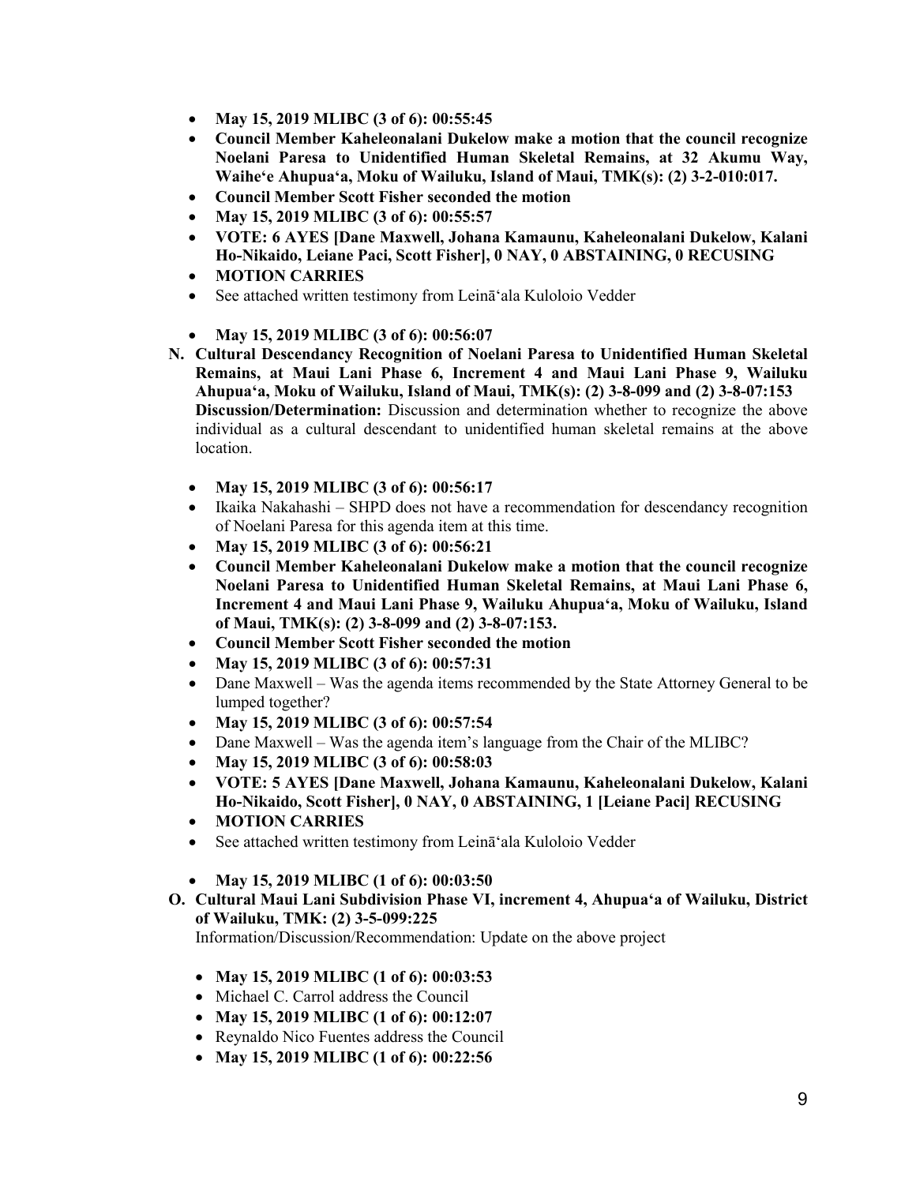- **May 15, 2019 MLIBC (3 of 6): 00:55:45**
- **Council Member Kaheleonalani Dukelow make a motion that the council recognize Noelani Paresa to Unidentified Human Skeletal Remains, at 32 Akumu Way, Waiheʻe Ahupuaʻa, Moku of Wailuku, Island of Maui, TMK(s): (2) 3-2-010:017.**
- **Council Member Scott Fisher seconded the motion**
- **May 15, 2019 MLIBC (3 of 6): 00:55:57**
- **VOTE: 6 AYES [Dane Maxwell, Johana Kamaunu, Kaheleonalani Dukelow, Kalani Ho-Nikaido, Leiane Paci, Scott Fisher], 0 NAY, 0 ABSTAINING, 0 RECUSING**
- **MOTION CARRIES**
- See attached written testimony from Leināʻala Kuloloio Vedder

- **May 15, 2019 MLIBC (3 of 6): 00:56:07**

**N. Cultural Descendancy Recognition of Noelani Paresa to Unidentified Human Skeletal Remains, at Maui Lani Phase 6, Increment 4 and Maui Lani Phase 9, Wailuku Ahupuaʻa, Moku of Wailuku, Island of Maui, TMK(s): (2) 3-8-099 and (2) 3-8-07:153**
**Discussion/Determination:** Discussion and determination whether to recognize the above individual as a cultural descendant to unidentified human skeletal remains at the above location.

- **May 15, 2019 MLIBC (3 of 6): 00:56:17**
- Ikaika Nakahashi – SHPD does not have a recommendation for descendancy recognition of Noelani Paresa for this agenda item at this time.
- **May 15, 2019 MLIBC (3 of 6): 00:56:21**
- **Council Member Kaheleonalani Dukelow make a motion that the council recognize Noelani Paresa to Unidentified Human Skeletal Remains, at Maui Lani Phase 6, Increment 4 and Maui Lani Phase 9, Wailuku Ahupuaʻa, Moku of Wailuku, Island of Maui, TMK(s): (2) 3-8-099 and (2) 3-8-07:153.**
- **Council Member Scott Fisher seconded the motion**
- **May 15, 2019 MLIBC (3 of 6): 00:57:31**
- Dane Maxwell – Was the agenda items recommended by the State Attorney General to be lumped together?
- **May 15, 2019 MLIBC (3 of 6): 00:57:54**
- Dane Maxwell – Was the agenda item's language from the Chair of the MLIBC?
- **May 15, 2019 MLIBC (3 of 6): 00:58:03**
- **VOTE: 5 AYES [Dane Maxwell, Johana Kamaunu, Kaheleonalani Dukelow, Kalani Ho-Nikaido, Scott Fisher], 0 NAY, 0 ABSTAINING, 1 [Leiane Paci] RECUSING**
- **MOTION CARRIES**
- See attached written testimony from Leināʻala Kuloloio Vedder

- **May 15, 2019 MLIBC (1 of 6): 00:03:50**

**O. Cultural Maui Lani Subdivision Phase VI, increment 4, Ahupuaʻa of Wailuku, District of Wailuku, TMK: (2) 3-5-099:225**
Information/Discussion/Recommendation: Update on the above project

- **May 15, 2019 MLIBC (1 of 6): 00:03:53**
- Michael C. Carrol address the Council
- **May 15, 2019 MLIBC (1 of 6): 00:12:07**
- Reynaldo Nico Fuentes address the Council
- **May 15, 2019 MLIBC (1 of 6): 00:22:56**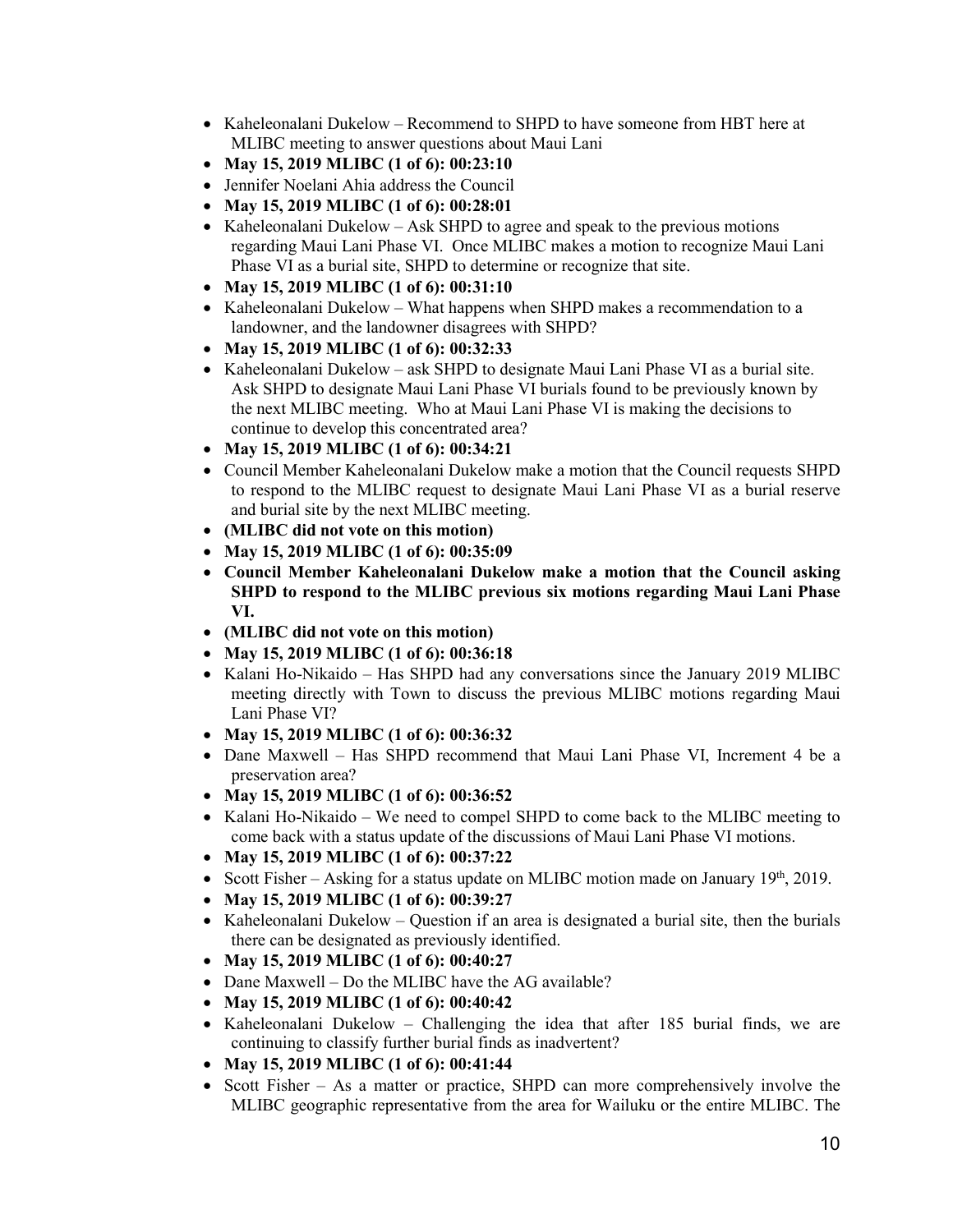- Kaheleonalani Dukelow – Recommend to SHPD to have someone from HBT here at MLIBC meeting to answer questions about Maui Lani
- **May 15, 2019 MLIBC (1 of 6): 00:23:10**
- Jennifer Noelani Ahia address the Council
- **May 15, 2019 MLIBC (1 of 6): 00:28:01**
- Kaheleonalani Dukelow – Ask SHPD to agree and speak to the previous motions regarding Maui Lani Phase VI. Once MLIBC makes a motion to recognize Maui Lani Phase VI as a burial site, SHPD to determine or recognize that site.
- **May 15, 2019 MLIBC (1 of 6): 00:31:10**
- Kaheleonalani Dukelow – What happens when SHPD makes a recommendation to a landowner, and the landowner disagrees with SHPD?
- **May 15, 2019 MLIBC (1 of 6): 00:32:33**
- Kaheleonalani Dukelow – ask SHPD to designate Maui Lani Phase VI as a burial site. Ask SHPD to designate Maui Lani Phase VI burials found to be previously known by the next MLIBC meeting. Who at Maui Lani Phase VI is making the decisions to continue to develop this concentrated area?
- **May 15, 2019 MLIBC (1 of 6): 00:34:21**
- Council Member Kaheleonalani Dukelow make a motion that the Council requests SHPD to respond to the MLIBC request to designate Maui Lani Phase VI as a burial reserve and burial site by the next MLIBC meeting.
- **(MLIBC did not vote on this motion)**
- **May 15, 2019 MLIBC (1 of 6): 00:35:09**
- **Council Member Kaheleonalani Dukelow make a motion that the Council asking SHPD to respond to the MLIBC previous six motions regarding Maui Lani Phase VI.**
- **(MLIBC did not vote on this motion)**
- **May 15, 2019 MLIBC (1 of 6): 00:36:18**
- Kalani Ho-Nikaido – Has SHPD had any conversations since the January 2019 MLIBC meeting directly with Town to discuss the previous MLIBC motions regarding Maui Lani Phase VI?
- **May 15, 2019 MLIBC (1 of 6): 00:36:32**
- Dane Maxwell – Has SHPD recommend that Maui Lani Phase VI, Increment 4 be a preservation area?
- **May 15, 2019 MLIBC (1 of 6): 00:36:52**
- Kalani Ho-Nikaido – We need to compel SHPD to come back to the MLIBC meeting to come back with a status update of the discussions of Maui Lani Phase VI motions.
- **May 15, 2019 MLIBC (1 of 6): 00:37:22**
- Scott Fisher – Asking for a status update on MLIBC motion made on January 19th, 2019.
- **May 15, 2019 MLIBC (1 of 6): 00:39:27**
- Kaheleonalani Dukelow – Question if an area is designated a burial site, then the burials there can be designated as previously identified.
- **May 15, 2019 MLIBC (1 of 6): 00:40:27**
- Dane Maxwell – Do the MLIBC have the AG available?
- **May 15, 2019 MLIBC (1 of 6): 00:40:42**
- Kaheleonalani Dukelow – Challenging the idea that after 185 burial finds, we are continuing to classify further burial finds as inadvertent?
- **May 15, 2019 MLIBC (1 of 6): 00:41:44**
- Scott Fisher – As a matter or practice, SHPD can more comprehensively involve the MLIBC geographic representative from the area for Wailuku or the entire MLIBC. The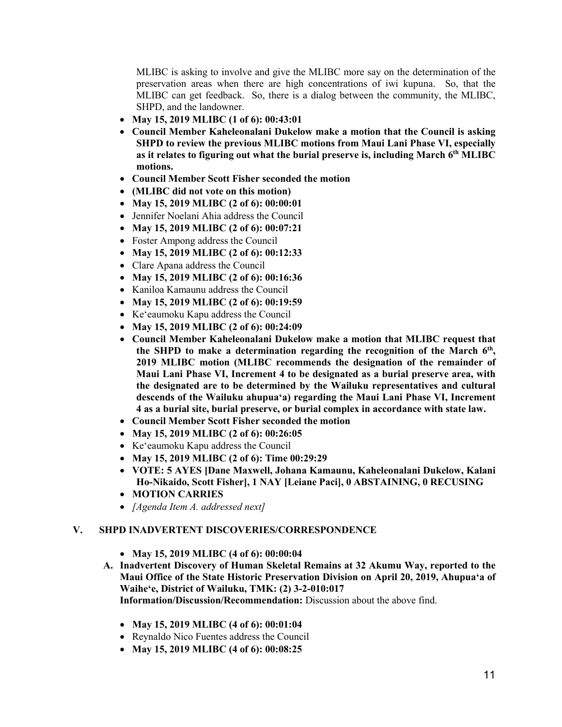MLIBC is asking to involve and give the MLIBC more say on the determination of the preservation areas when there are high concentrations of iwi kupuna. So, that the MLIBC can get feedback. So, there is a dialog between the community, the MLIBC, SHPD, and the landowner.

- **May 15, 2019 MLIBC (1 of 6): 00:43:01**
- **Council Member Kaheleonalani Dukelow make a motion that the Council is asking SHPD to review the previous MLIBC motions from Maui Lani Phase VI, especially as it relates to figuring out what the burial preserve is, including March 6th MLIBC motions.**
- **Council Member Scott Fisher seconded the motion**
- **(MLIBC did not vote on this motion)**
- **May 15, 2019 MLIBC (2 of 6): 00:00:01**
- Jennifer Noelani Ahia address the Council
- **May 15, 2019 MLIBC (2 of 6): 00:07:21**
- Foster Ampong address the Council
- **May 15, 2019 MLIBC (2 of 6): 00:12:33**
- Clare Apana address the Council
- **May 15, 2019 MLIBC (2 of 6): 00:16:36**
- Kaniloa Kamaunu address the Council
- **May 15, 2019 MLIBC (2 of 6): 00:19:59**
- Keʻeaumoku Kapu address the Council
- **May 15, 2019 MLIBC (2 of 6): 00:24:09**
- **Council Member Kaheleonalani Dukelow make a motion that MLIBC request that the SHPD to make a determination regarding the recognition of the March 6th, 2019 MLIBC motion (MLIBC recommends the designation of the remainder of Maui Lani Phase VI, Increment 4 to be designated as a burial preserve area, with the designated are to be determined by the Wailuku representatives and cultural descends of the Wailuku ahupuaʻa) regarding the Maui Lani Phase VI, Increment 4 as a burial site, burial preserve, or burial complex in accordance with state law.**
- **Council Member Scott Fisher seconded the motion**
- **May 15, 2019 MLIBC (2 of 6): 00:26:05**
- Keʻeaumoku Kapu address the Council
- **May 15, 2019 MLIBC (2 of 6): Time 00:29:29**
- **VOTE: 5 AYES [Dane Maxwell, Johana Kamaunu, Kaheleonalani Dukelow, Kalani Ho-Nikaido, Scott Fisher], 1 NAY [Leiane Paci], 0 ABSTAINING, 0 RECUSING**
- **MOTION CARRIES**
- *[Agenda Item A. addressed next]*

## V. SHPD INADVERTENT DISCOVERIES/CORRESPONDENCE

- **May 15, 2019 MLIBC (4 of 6): 00:00:04**

**A. Inadvertent Discovery of Human Skeletal Remains at 32 Akumu Way, reported to the Maui Office of the State Historic Preservation Division on April 20, 2019, Ahupuaʻa of Waiheʻe, District of Wailuku, TMK: (2) 3-2-010:017**
**Information/Discussion/Recommendation:** Discussion about the above find.

- **May 15, 2019 MLIBC (4 of 6): 00:01:04**
- Reynaldo Nico Fuentes address the Council
- **May 15, 2019 MLIBC (4 of 6): 00:08:25**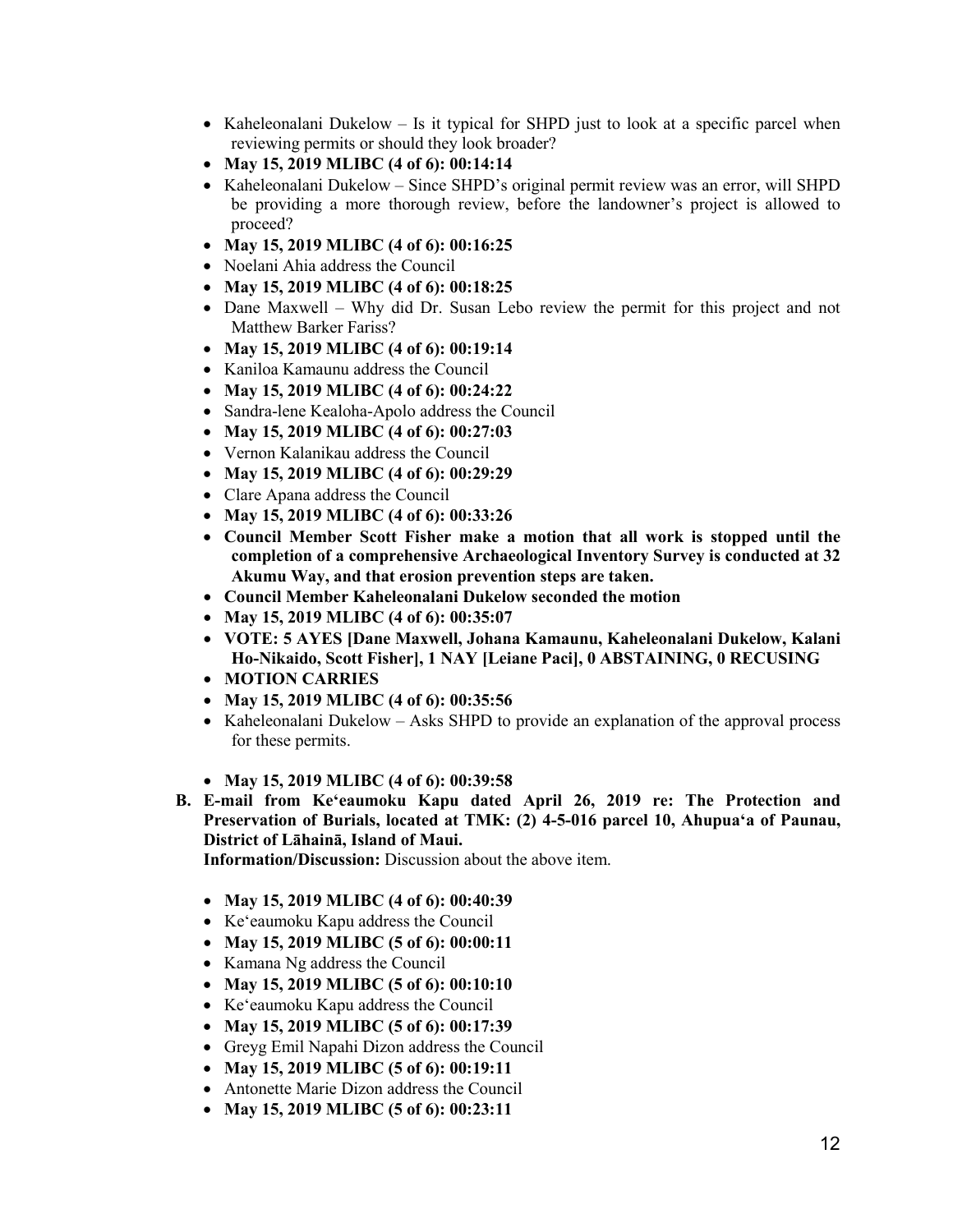- Kaheleonalani Dukelow – Is it typical for SHPD just to look at a specific parcel when reviewing permits or should they look broader?
- **May 15, 2019 MLIBC (4 of 6): 00:14:14**
- Kaheleonalani Dukelow – Since SHPD's original permit review was an error, will SHPD be providing a more thorough review, before the landowner's project is allowed to proceed?
- **May 15, 2019 MLIBC (4 of 6): 00:16:25**
- Noelani Ahia address the Council
- **May 15, 2019 MLIBC (4 of 6): 00:18:25**
- Dane Maxwell – Why did Dr. Susan Lebo review the permit for this project and not Matthew Barker Fariss?
- **May 15, 2019 MLIBC (4 of 6): 00:19:14**
- Kaniloa Kamaunu address the Council
- **May 15, 2019 MLIBC (4 of 6): 00:24:22**
- Sandra-lene Kealoha-Apolo address the Council
- **May 15, 2019 MLIBC (4 of 6): 00:27:03**
- Vernon Kalanikau address the Council
- **May 15, 2019 MLIBC (4 of 6): 00:29:29**
- Clare Apana address the Council
- **May 15, 2019 MLIBC (4 of 6): 00:33:26**
- **Council Member Scott Fisher make a motion that all work is stopped until the completion of a comprehensive Archaeological Inventory Survey is conducted at 32 Akumu Way, and that erosion prevention steps are taken.**
- **Council Member Kaheleonalani Dukelow seconded the motion**
- **May 15, 2019 MLIBC (4 of 6): 00:35:07**
- **VOTE: 5 AYES [Dane Maxwell, Johana Kamaunu, Kaheleonalani Dukelow, Kalani Ho-Nikaido, Scott Fisher], 1 NAY [Leiane Paci], 0 ABSTAINING, 0 RECUSING**
- **MOTION CARRIES**
- **May 15, 2019 MLIBC (4 of 6): 00:35:56**
- Kaheleonalani Dukelow – Asks SHPD to provide an explanation of the approval process for these permits.

- **May 15, 2019 MLIBC (4 of 6): 00:39:58**

**B. E-mail from Ke'eaumoku Kapu dated April 26, 2019 re: The Protection and Preservation of Burials, located at TMK: (2) 4-5-016 parcel 10, Ahupua'a of Paunau, District of Lāhainā, Island of Maui.**

**Information/Discussion:** Discussion about the above item.

- **May 15, 2019 MLIBC (4 of 6): 00:40:39**
- Ke'eaumoku Kapu address the Council
- **May 15, 2019 MLIBC (5 of 6): 00:00:11**
- Kamana Ng address the Council
- **May 15, 2019 MLIBC (5 of 6): 00:10:10**
- Ke'eaumoku Kapu address the Council
- **May 15, 2019 MLIBC (5 of 6): 00:17:39**
- Greyg Emil Napahi Dizon address the Council
- **May 15, 2019 MLIBC (5 of 6): 00:19:11**
- Antonette Marie Dizon address the Council
- **May 15, 2019 MLIBC (5 of 6): 00:23:11**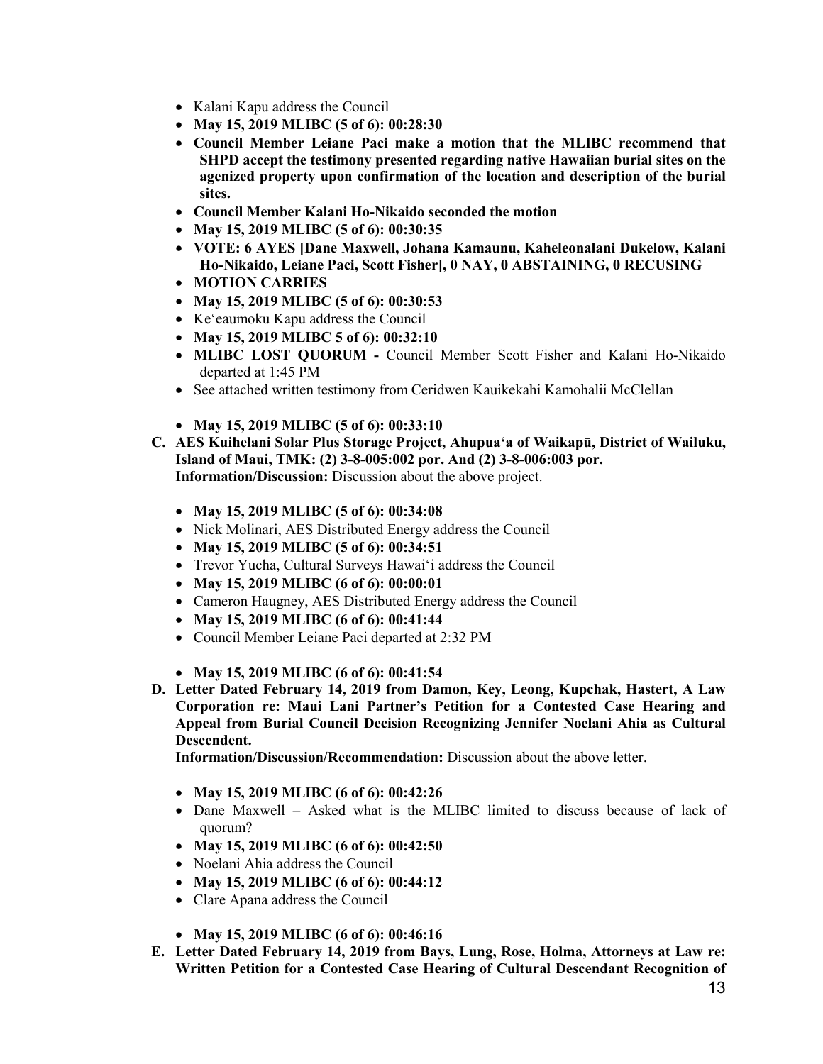- Kalani Kapu address the Council
- **May 15, 2019 MLIBC (5 of 6): 00:28:30**
- **Council Member Leiane Paci make a motion that the MLIBC recommend that SHPD accept the testimony presented regarding native Hawaiian burial sites on the agenized property upon confirmation of the location and description of the burial sites.**
- **Council Member Kalani Ho-Nikaido seconded the motion**
- **May 15, 2019 MLIBC (5 of 6): 00:30:35**
- **VOTE: 6 AYES [Dane Maxwell, Johana Kamaunu, Kaheleonalani Dukelow, Kalani Ho-Nikaido, Leiane Paci, Scott Fisher], 0 NAY, 0 ABSTAINING, 0 RECUSING**
- **MOTION CARRIES**
- **May 15, 2019 MLIBC (5 of 6): 00:30:53**
- Ke'eaumoku Kapu address the Council
- **May 15, 2019 MLIBC 5 of 6): 00:32:10**
- **MLIBC LOST QUORUM -** Council Member Scott Fisher and Kalani Ho-Nikaido departed at 1:45 PM
- See attached written testimony from Ceridwen Kauikekahi Kamohalii McClellan

- **May 15, 2019 MLIBC (5 of 6): 00:33:10**

**C. AES Kuihelani Solar Plus Storage Project, Ahupua'a of Waikapū, District of Wailuku, Island of Maui, TMK: (2) 3-8-005:002 por. And (2) 3-8-006:003 por.**
**Information/Discussion:** Discussion about the above project.

- **May 15, 2019 MLIBC (5 of 6): 00:34:08**
- Nick Molinari, AES Distributed Energy address the Council
- **May 15, 2019 MLIBC (5 of 6): 00:34:51**
- Trevor Yucha, Cultural Surveys Hawai'i address the Council
- **May 15, 2019 MLIBC (6 of 6): 00:00:01**
- Cameron Haugney, AES Distributed Energy address the Council
- **May 15, 2019 MLIBC (6 of 6): 00:41:44**
- Council Member Leiane Paci departed at 2:32 PM

- **May 15, 2019 MLIBC (6 of 6): 00:41:54**

**D. Letter Dated February 14, 2019 from Damon, Key, Leong, Kupchak, Hastert, A Law Corporation re: Maui Lani Partner's Petition for a Contested Case Hearing and Appeal from Burial Council Decision Recognizing Jennifer Noelani Ahia as Cultural Descendent.**
**Information/Discussion/Recommendation:** Discussion about the above letter.

- **May 15, 2019 MLIBC (6 of 6): 00:42:26**
- Dane Maxwell – Asked what is the MLIBC limited to discuss because of lack of quorum?
- **May 15, 2019 MLIBC (6 of 6): 00:42:50**
- Noelani Ahia address the Council
- **May 15, 2019 MLIBC (6 of 6): 00:44:12**
- Clare Apana address the Council

- **May 15, 2019 MLIBC (6 of 6): 00:46:16**

**E. Letter Dated February 14, 2019 from Bays, Lung, Rose, Holma, Attorneys at Law re: Written Petition for a Contested Case Hearing of Cultural Descendant Recognition of**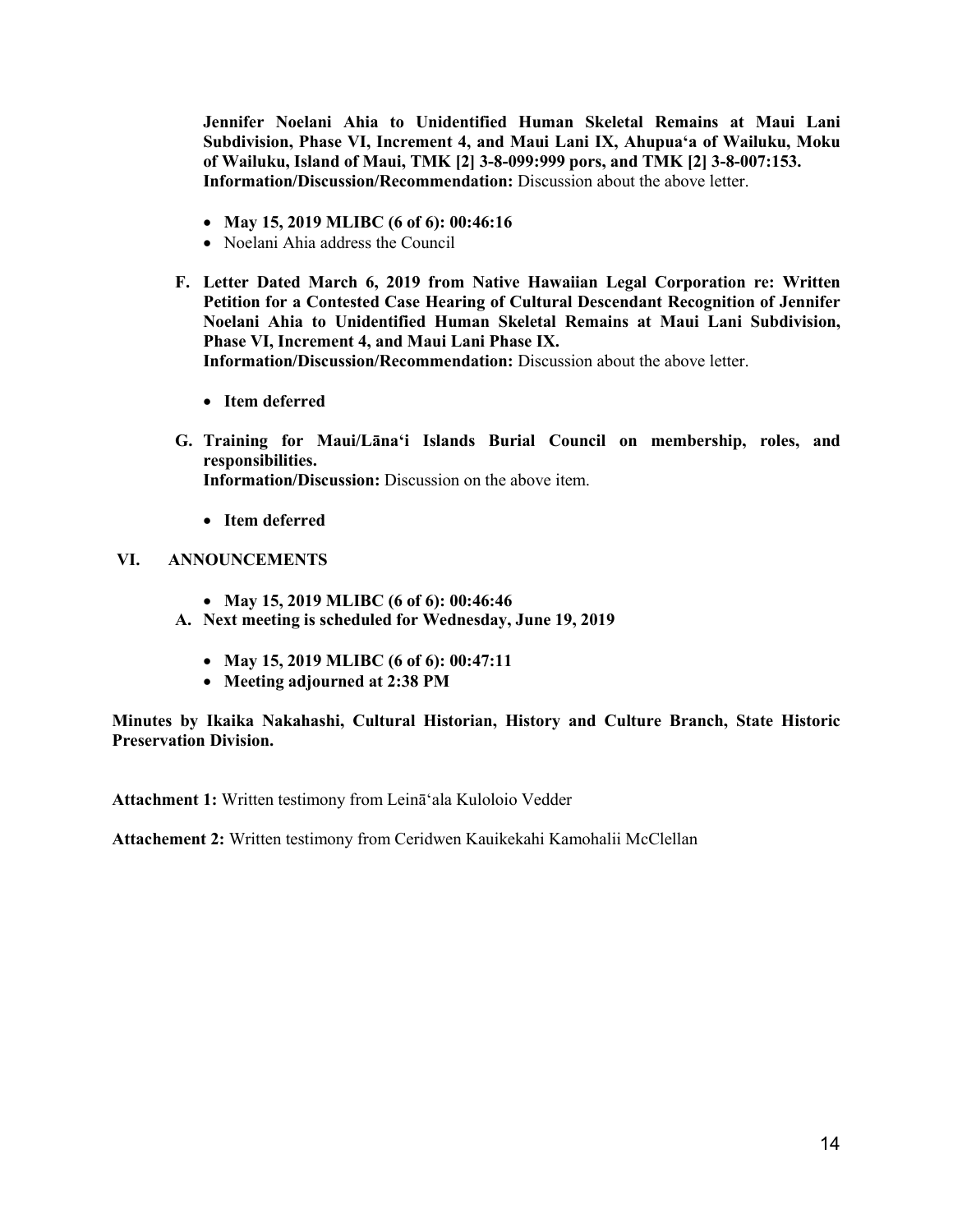**Jennifer Noelani Ahia to Unidentified Human Skeletal Remains at Maui Lani Subdivision, Phase VI, Increment 4, and Maui Lani IX, Ahupuaʻa of Wailuku, Moku of Wailuku, Island of Maui, TMK [2] 3-8-099:999 pors, and TMK [2] 3-8-007:153.**
**Information/Discussion/Recommendation:** Discussion about the above letter.

- **May 15, 2019 MLIBC (6 of 6): 00:46:16**
- Noelani Ahia address the Council

**F. Letter Dated March 6, 2019 from Native Hawaiian Legal Corporation re: Written Petition for a Contested Case Hearing of Cultural Descendant Recognition of Jennifer Noelani Ahia to Unidentified Human Skeletal Remains at Maui Lani Subdivision, Phase VI, Increment 4, and Maui Lani Phase IX.**
**Information/Discussion/Recommendation:** Discussion about the above letter.

- **Item deferred**

**G. Training for Maui/Lānaʻi Islands Burial Council on membership, roles, and responsibilities.**
**Information/Discussion:** Discussion on the above item.

- **Item deferred**

## VI. ANNOUNCEMENTS

- **May 15, 2019 MLIBC (6 of 6): 00:46:46**

**A. Next meeting is scheduled for Wednesday, June 19, 2019**

- **May 15, 2019 MLIBC (6 of 6): 00:47:11**
- **Meeting adjourned at 2:38 PM**

**Minutes by Ikaika Nakahashi, Cultural Historian, History and Culture Branch, State Historic Preservation Division.**

**Attachment 1:** Written testimony from Leināʻala Kuloloio Vedder

**Attachement 2:** Written testimony from Ceridwen Kauikekahi Kamohalii McClellan